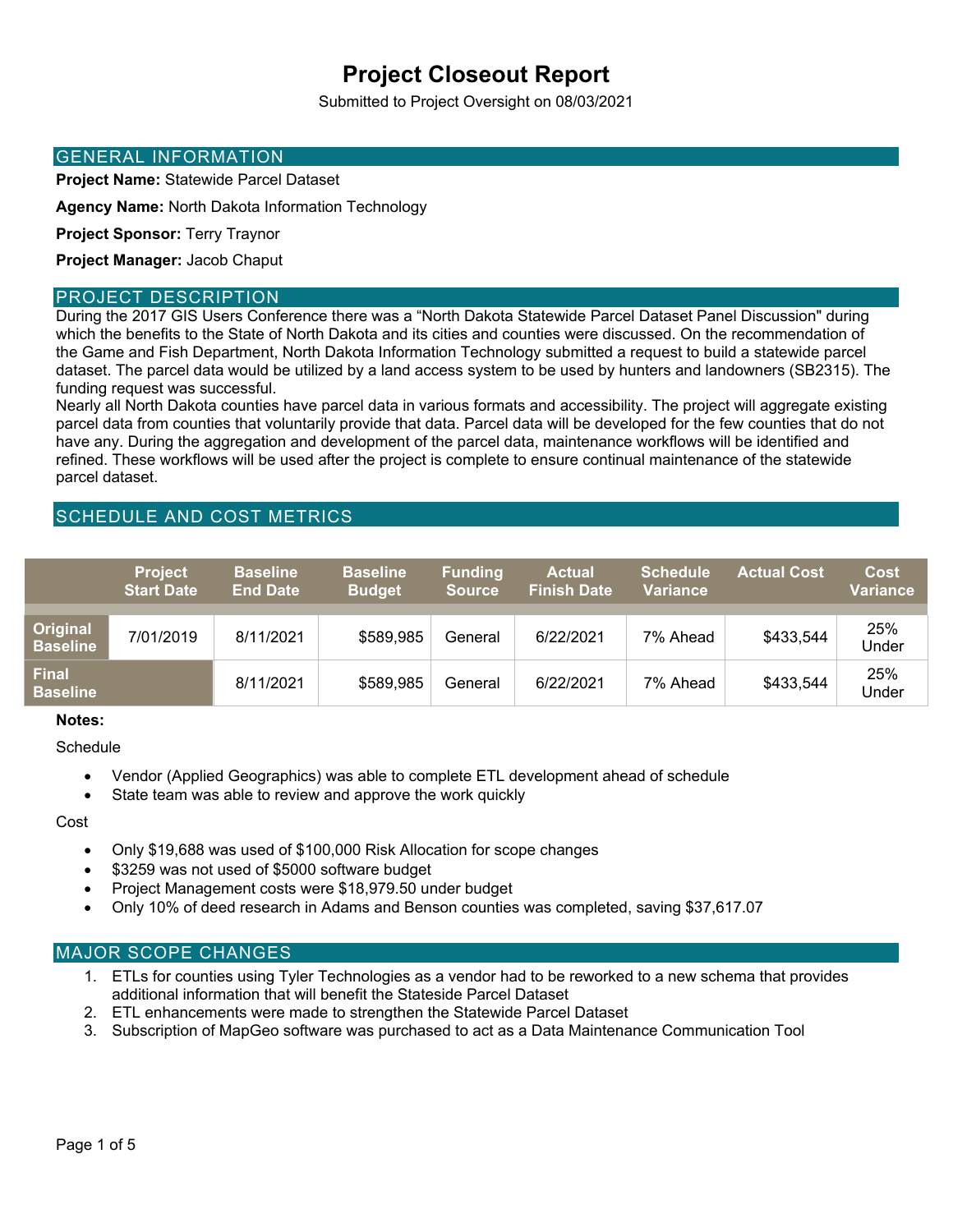# Project Closeout Report

Submitted to Project Oversight on 08/03/2021

## GENERAL INFORMATION

**Project Name:** Statewide Parcel Dataset

**Agency Name:** North Dakota Information Technology

**Project Sponsor:** Terry Traynor

**Project Manager:** Jacob Chaput

## PROJECT DESCRIPTION

During the 2017 GIS Users Conference there was a "North Dakota Statewide Parcel Dataset Panel Discussion" during which the benefits to the State of North Dakota and its cities and counties were discussed. On the recommendation of the Game and Fish Department, North Dakota Information Technology submitted a request to build a statewide parcel dataset. The parcel data would be utilized by a land access system to be used by hunters and landowners (SB2315). The funding request was successful.

Nearly all North Dakota counties have parcel data in various formats and accessibility. The project will aggregate existing parcel data from counties that voluntarily provide that data. Parcel data will be developed for the few counties that do not have any. During the aggregation and development of the parcel data, maintenance workflows will be identified and refined. These workflows will be used after the project is complete to ensure continual maintenance of the statewide parcel dataset.

## SCHEDULE AND COST METRICS

| | Project Start Date | Baseline End Date | Baseline Budget | Funding Source | Actual Finish Date | Schedule Variance | Actual Cost | Cost Variance |
|---|---|---|---|---|---|---|---|---|
| **Original Baseline** | 7/01/2019 | 8/11/2021 | $589,985 | General | 6/22/2021 | 7% Ahead | $433,544 | 25% Under |
| **Final Baseline** | | 8/11/2021 | $589,985 | General | 6/22/2021 | 7% Ahead | $433,544 | 25% Under |

**Notes:**

Schedule

- Vendor (Applied Geographics) was able to complete ETL development ahead of schedule
- State team was able to review and approve the work quickly

Cost

- Only $19,688 was used of $100,000 Risk Allocation for scope changes
- $3259 was not used of $5000 software budget
- Project Management costs were $18,979.50 under budget
- Only 10% of deed research in Adams and Benson counties was completed, saving $37,617.07

## MAJOR SCOPE CHANGES

1. ETLs for counties using Tyler Technologies as a vendor had to be reworked to a new schema that provides additional information that will benefit the Stateside Parcel Dataset
2. ETL enhancements were made to strengthen the Statewide Parcel Dataset
3. Subscription of MapGeo software was purchased to act as a Data Maintenance Communication Tool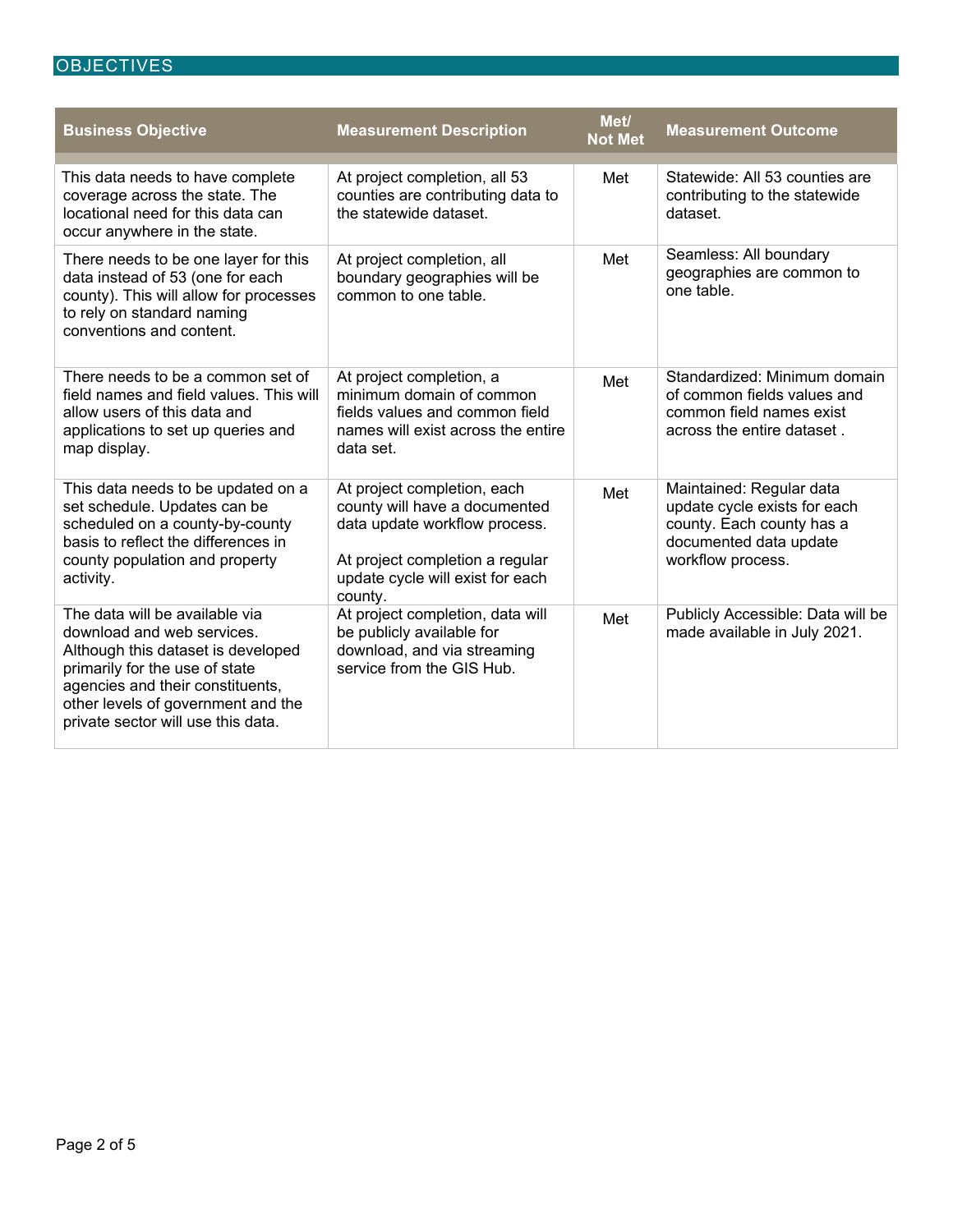## OBJECTIVES

| Business Objective | Measurement Description | Met/ Not Met | Measurement Outcome |
|---|---|---|---|
| This data needs to have complete coverage across the state. The locational need for this data can occur anywhere in the state. | At project completion, all 53 counties are contributing data to the statewide dataset. | Met | Statewide: All 53 counties are contributing to the statewide dataset. |
| There needs to be one layer for this data instead of 53 (one for each county). This will allow for processes to rely on standard naming conventions and content. | At project completion, all boundary geographies will be common to one table. | Met | Seamless: All boundary geographies are common to one table. |
| There needs to be a common set of field names and field values. This will allow users of this data and applications to set up queries and map display. | At project completion, a minimum domain of common fields values and common field names will exist across the entire data set. | Met | Standardized: Minimum domain of common fields values and common field names exist across the entire dataset . |
| This data needs to be updated on a set schedule. Updates can be scheduled on a county-by-county basis to reflect the differences in county population and property activity. | At project completion, each county will have a documented data update workflow process.<br><br>At project completion a regular update cycle will exist for each county. | Met | Maintained: Regular data update cycle exists for each county. Each county has a documented data update workflow process. |
| The data will be available via download and web services. Although this dataset is developed primarily for the use of state agencies and their constituents, other levels of government and the private sector will use this data. | At project completion, data will be publicly available for download, and via streaming service from the GIS Hub. | Met | Publicly Accessible: Data will be made available in July 2021. |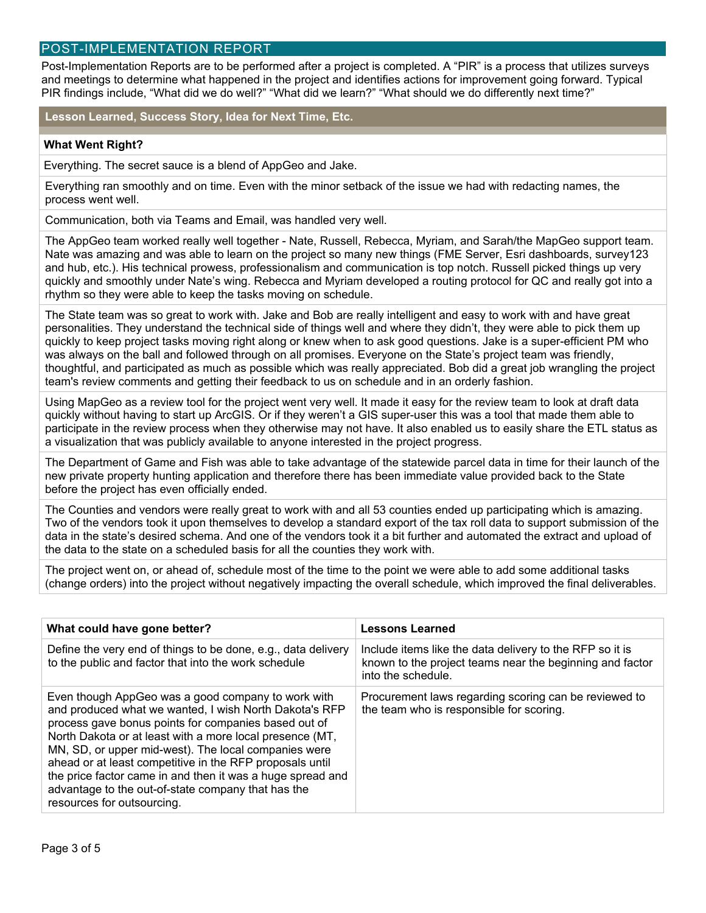## POST-IMPLEMENTATION REPORT

Post-Implementation Reports are to be performed after a project is completed. A "PIR" is a process that utilizes surveys and meetings to determine what happened in the project and identifies actions for improvement going forward. Typical PIR findings include, "What did we do well?" "What did we learn?" "What should we do differently next time?"

### Lesson Learned, Success Story, Idea for Next Time, Etc.

**What Went Right?**

Everything. The secret sauce is a blend of AppGeo and Jake.

Everything ran smoothly and on time. Even with the minor setback of the issue we had with redacting names, the process went well.

Communication, both via Teams and Email, was handled very well.

The AppGeo team worked really well together - Nate, Russell, Rebecca, Myriam, and Sarah/the MapGeo support team. Nate was amazing and was able to learn on the project so many new things (FME Server, Esri dashboards, survey123 and hub, etc.). His technical prowess, professionalism and communication is top notch. Russell picked things up very quickly and smoothly under Nate's wing. Rebecca and Myriam developed a routing protocol for QC and really got into a rhythm so they were able to keep the tasks moving on schedule.

The State team was so great to work with. Jake and Bob are really intelligent and easy to work with and have great personalities. They understand the technical side of things well and where they didn't, they were able to pick them up quickly to keep project tasks moving right along or knew when to ask good questions. Jake is a super-efficient PM who was always on the ball and followed through on all promises. Everyone on the State's project team was friendly, thoughtful, and participated as much as possible which was really appreciated. Bob did a great job wrangling the project team's review comments and getting their feedback to us on schedule and in an orderly fashion.

Using MapGeo as a review tool for the project went very well. It made it easy for the review team to look at draft data quickly without having to start up ArcGIS. Or if they weren't a GIS super-user this was a tool that made them able to participate in the review process when they otherwise may not have. It also enabled us to easily share the ETL status as a visualization that was publicly available to anyone interested in the project progress.

The Department of Game and Fish was able to take advantage of the statewide parcel data in time for their launch of the new private property hunting application and therefore there has been immediate value provided back to the State before the project has even officially ended.

The Counties and vendors were really great to work with and all 53 counties ended up participating which is amazing. Two of the vendors took it upon themselves to develop a standard export of the tax roll data to support submission of the data in the state's desired schema. And one of the vendors took it a bit further and automated the extract and upload of the data to the state on a scheduled basis for all the counties they work with.

The project went on, or ahead of, schedule most of the time to the point we were able to add some additional tasks (change orders) into the project without negatively impacting the overall schedule, which improved the final deliverables.

| What could have gone better? | Lessons Learned |
|---|---|
| Define the very end of things to be done, e.g., data delivery to the public and factor that into the work schedule | Include items like the data delivery to the RFP so it is known to the project teams near the beginning and factor into the schedule. |
| Even though AppGeo was a good company to work with and produced what we wanted, I wish North Dakota's RFP process gave bonus points for companies based out of North Dakota or at least with a more local presence (MT, MN, SD, or upper mid-west). The local companies were ahead or at least competitive in the RFP proposals until the price factor came in and then it was a huge spread and advantage to the out-of-state company that has the resources for outsourcing. | Procurement laws regarding scoring can be reviewed to the team who is responsible for scoring. |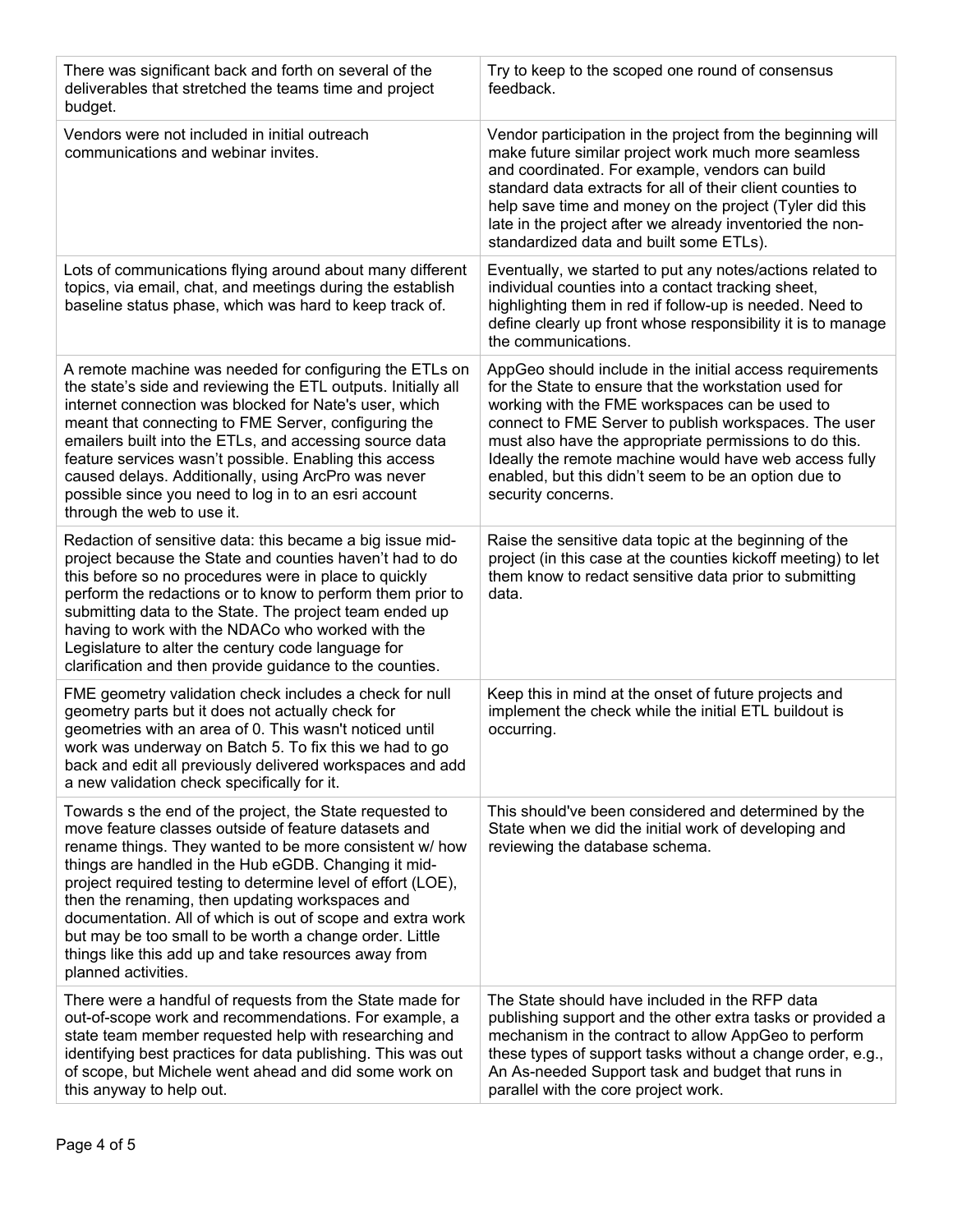| | |
|---|---|
| There was significant back and forth on several of the deliverables that stretched the teams time and project budget. | Try to keep to the scoped one round of consensus feedback. |
| Vendors were not included in initial outreach communications and webinar invites. | Vendor participation in the project from the beginning will make future similar project work much more seamless and coordinated. For example, vendors can build standard data extracts for all of their client counties to help save time and money on the project (Tyler did this late in the project after we already inventoried the non-standardized data and built some ETLs). |
| Lots of communications flying around about many different topics, via email, chat, and meetings during the establish baseline status phase, which was hard to keep track of. | Eventually, we started to put any notes/actions related to individual counties into a contact tracking sheet, highlighting them in red if follow-up is needed. Need to define clearly up front whose responsibility it is to manage the communications. |
| A remote machine was needed for configuring the ETLs on the state's side and reviewing the ETL outputs. Initially all internet connection was blocked for Nate's user, which meant that connecting to FME Server, configuring the emailers built into the ETLs, and accessing source data feature services wasn't possible. Enabling this access caused delays. Additionally, using ArcPro was never possible since you need to log in to an esri account through the web to use it. | AppGeo should include in the initial access requirements for the State to ensure that the workstation used for working with the FME workspaces can be used to connect to FME Server to publish workspaces. The user must also have the appropriate permissions to do this. Ideally the remote machine would have web access fully enabled, but this didn't seem to be an option due to security concerns. |
| Redaction of sensitive data: this became a big issue mid-project because the State and counties haven't had to do this before so no procedures were in place to quickly perform the redactions or to know to perform them prior to submitting data to the State. The project team ended up having to work with the NDACo who worked with the Legislature to alter the century code language for clarification and then provide guidance to the counties. | Raise the sensitive data topic at the beginning of the project (in this case at the counties kickoff meeting) to let them know to redact sensitive data prior to submitting data. |
| FME geometry validation check includes a check for null geometry parts but it does not actually check for geometries with an area of 0. This wasn't noticed until work was underway on Batch 5. To fix this we had to go back and edit all previously delivered workspaces and add a new validation check specifically for it. | Keep this in mind at the onset of future projects and implement the check while the initial ETL buildout is occurring. |
| Towards s the end of the project, the State requested to move feature classes outside of feature datasets and rename things. They wanted to be more consistent w/ how things are handled in the Hub eGDB. Changing it mid-project required testing to determine level of effort (LOE), then the renaming, then updating workspaces and documentation. All of which is out of scope and extra work but may be too small to be worth a change order. Little things like this add up and take resources away from planned activities. | This should've been considered and determined by the State when we did the initial work of developing and reviewing the database schema. |
| There were a handful of requests from the State made for out-of-scope work and recommendations. For example, a state team member requested help with researching and identifying best practices for data publishing. This was out of scope, but Michele went ahead and did some work on this anyway to help out. | The State should have included in the RFP data publishing support and the other extra tasks or provided a mechanism in the contract to allow AppGeo to perform these types of support tasks without a change order, e.g., An As-needed Support task and budget that runs in parallel with the core project work. |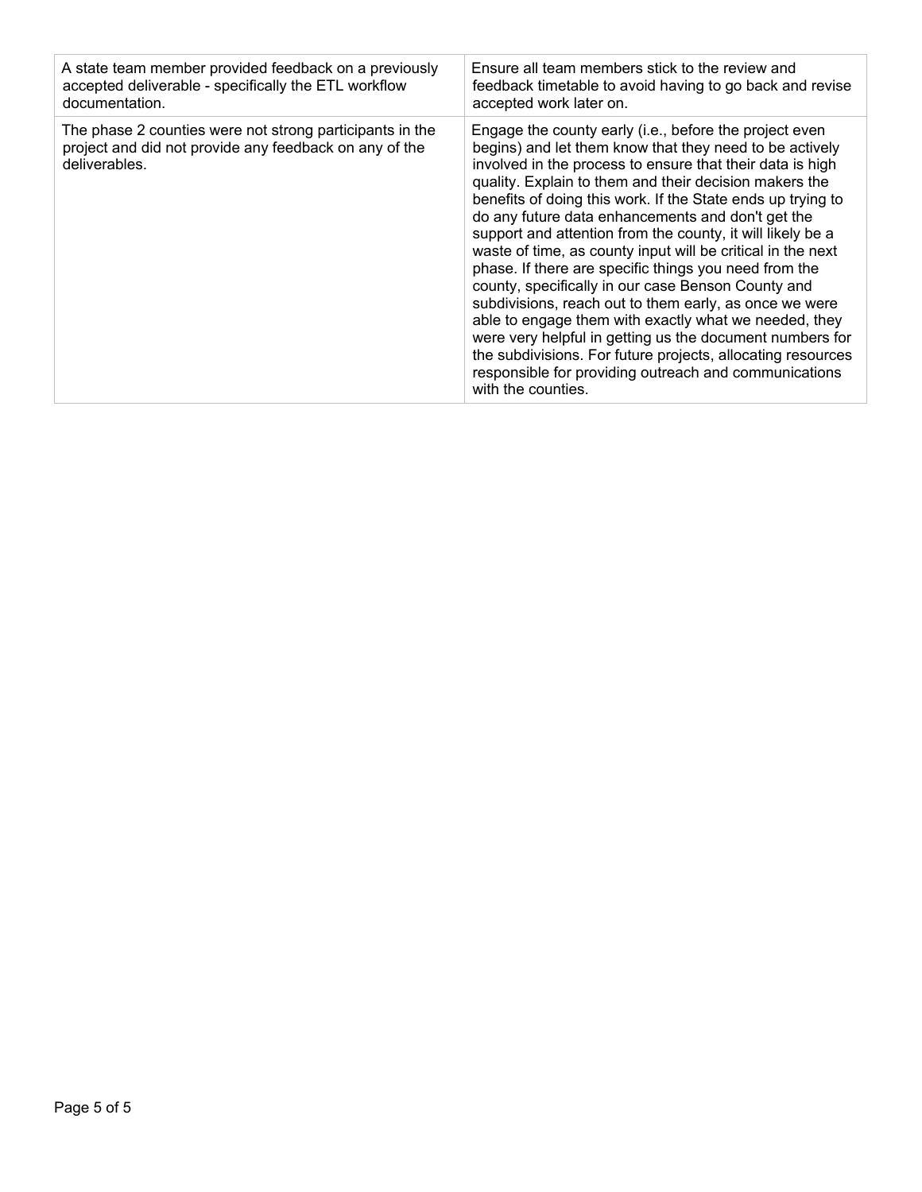| | |
|---|---|
| A state team member provided feedback on a previously accepted deliverable - specifically the ETL workflow documentation. | Ensure all team members stick to the review and feedback timetable to avoid having to go back and revise accepted work later on. |
| The phase 2 counties were not strong participants in the project and did not provide any feedback on any of the deliverables. | Engage the county early (i.e., before the project even begins) and let them know that they need to be actively involved in the process to ensure that their data is high quality. Explain to them and their decision makers the benefits of doing this work. If the State ends up trying to do any future data enhancements and don't get the support and attention from the county, it will likely be a waste of time, as county input will be critical in the next phase. If there are specific things you need from the county, specifically in our case Benson County and subdivisions, reach out to them early, as once we were able to engage them with exactly what we needed, they were very helpful in getting us the document numbers for the subdivisions. For future projects, allocating resources responsible for providing outreach and communications with the counties. |